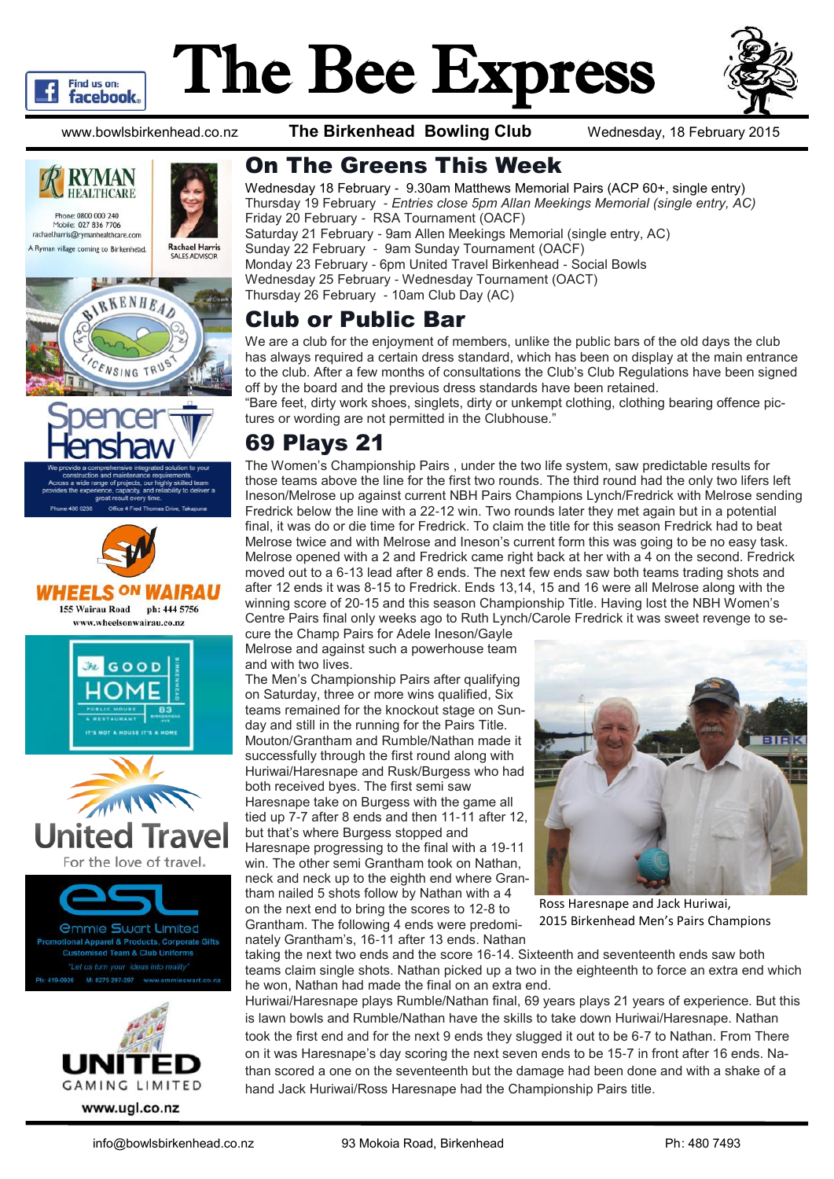# The Bee Express

www.bowlsbirkenhead.co.nz **The Birkenhead Bowling Club** Wednesday, 18 February 2015

## On The Greens This Week

Wednesday 18 February - 9.30am Matthews Memorial Pairs (ACP 60+, single entry)
Thursday 19 February - *Entries close 5pm Allan Meekings Memorial (single entry, AC)*
Friday 20 February - RSA Tournament (OACF)
Saturday 21 February - 9am Allen Meekings Memorial (single entry, AC)
Sunday 22 February - 9am Sunday Tournament (OACF)
Monday 23 February - 6pm United Travel Birkenhead - Social Bowls
Wednesday 25 February - Wednesday Tournament (OACT)
Thursday 26 February - 10am Club Day (AC)

## Club or Public Bar

We are a club for the enjoyment of members, unlike the public bars of the old days the club has always required a certain dress standard, which has been on display at the main entrance to the club. After a few months of consultations the Club's Club Regulations have been signed off by the board and the previous dress standards have been retained.
"Bare feet, dirty work shoes, singlets, dirty or unkempt clothing, clothing bearing offence pictures or wording are not permitted in the Clubhouse."

## 69 Plays 21

The Women's Championship Pairs , under the two life system, saw predictable results for those teams above the line for the first two rounds. The third round had the only two lifers left Ineson/Melrose up against current NBH Pairs Champions Lynch/Fredrick with Melrose sending Fredrick below the line with a 22-12 win. Two rounds later they met again but in a potential final, it was do or die time for Fredrick. To claim the title for this season Fredrick had to beat Melrose twice and with Melrose and Ineson's current form this was going to be no easy task. Melrose opened with a 2 and Fredrick came right back at her with a 4 on the second. Fredrick moved out to a 6-13 lead after 8 ends. The next few ends saw both teams trading shots and after 12 ends it was 8-15 to Fredrick. Ends 13,14, 15 and 16 were all Melrose along with the winning score of 20-15 and this season Championship Title. Having lost the NBH Women's Centre Pairs final only weeks ago to Ruth Lynch/Carole Fredrick it was sweet revenge to secure the Champ Pairs for Adele Ineson/Gayle Melrose and against such a powerhouse team and with two lives.

The Men's Championship Pairs after qualifying on Saturday, three or more wins qualified, Six teams remained for the knockout stage on Sunday and still in the running for the Pairs Title. Mouton/Grantham and Rumble/Nathan made it successfully through the first round along with Huriwai/Haresnape and Rusk/Burgess who had both received byes. The first semi saw Haresnape take on Burgess with the game all tied up 7-7 after 8 ends and then 11-11 after 12, but that's where Burgess stopped and Haresnape progressing to the final with a 19-11 win. The other semi Grantham took on Nathan, neck and neck up to the eighth end where Grantham nailed 5 shots follow by Nathan with a 4 on the next end to bring the scores to 12-8 to Grantham. The following 4 ends were predominately Grantham's, 16-11 after 13 ends. Nathan taking the next two ends and the score 16-14. Sixteenth and seventeenth ends saw both teams claim single shots. Nathan picked up a two in the eighteenth to force an extra end which he won, Nathan had made the final on an extra end.

Ross Haresnape and Jack Huriwai, 2015 Birkenhead Men's Pairs Champions

Huriwai/Haresnape plays Rumble/Nathan final, 69 years plays 21 years of experience. But this is lawn bowls and Rumble/Nathan have the skills to take down Huriwai/Haresnape. Nathan took the first end and for the next 9 ends they slugged it out to be 6-7 to Nathan. From There on it was Haresnape's day scoring the next seven ends to be 15-7 in front after 16 ends. Nathan scored a one on the seventeenth but the damage had been done and with a shake of a hand Jack Huriwai/Ross Haresnape had the Championship Pairs title.

info@bowlsbirkenhead.co.nz 93 Mokoia Road, Birkenhead Ph: 480 7493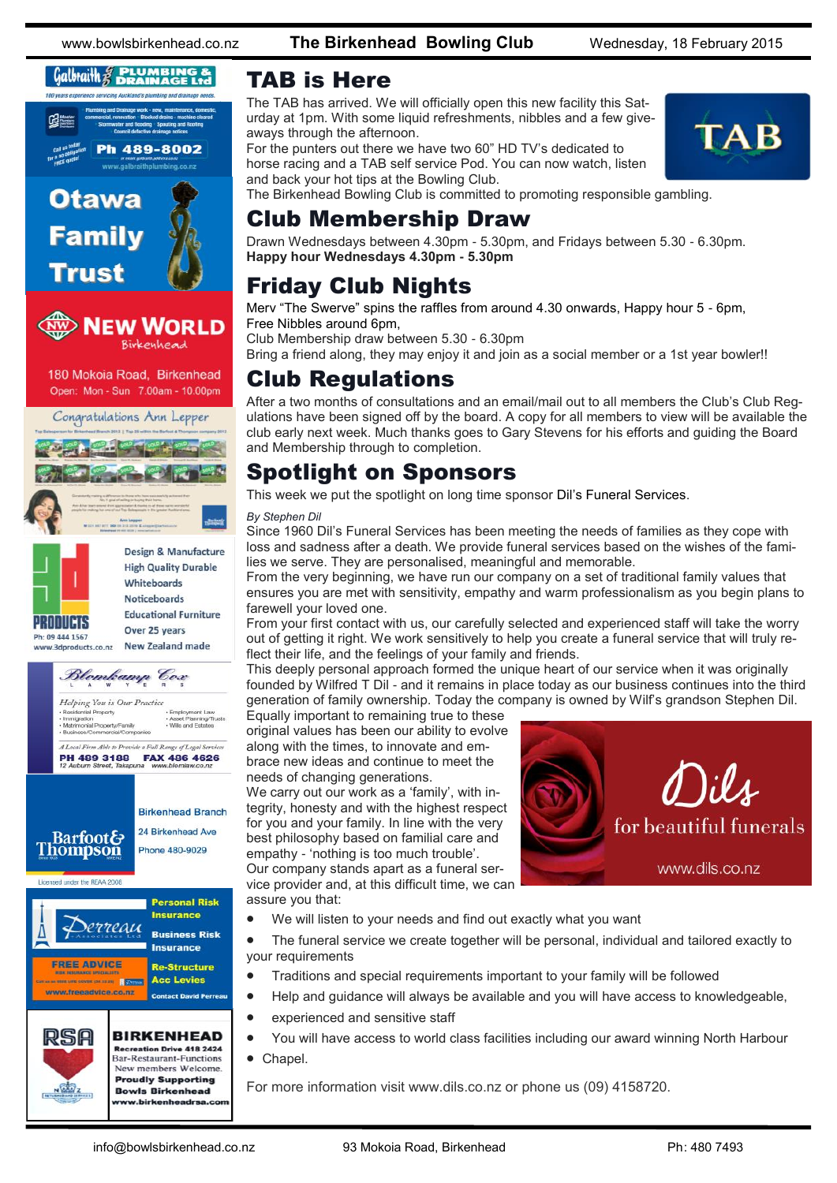# TAB is Here

The TAB has arrived. We will officially open this new facility this Saturday at 1pm. With some liquid refreshments, nibbles and a few give-aways through the afternoon.

For the punters out there we have two 60" HD TV's dedicated to horse racing and a TAB self service Pod. You can now watch, listen and back your hot tips at the Bowling Club.

The Birkenhead Bowling Club is committed to promoting responsible gambling.

# Club Membership Draw

Drawn Wednesdays between 4.30pm - 5.30pm, and Fridays between 5.30 - 6.30pm.

**Happy hour Wednesdays 4.30pm - 5.30pm**

# Friday Club Nights

Merv "The Swerve" spins the raffles from around 4.30 onwards, Happy hour 5 - 6pm,

Free Nibbles around 6pm,

Club Membership draw between 5.30 - 6.30pm

Bring a friend along, they may enjoy it and join as a social member or a 1st year bowler!!

# Club Regulations

After a two months of consultations and an email/mail out to all members the Club's Club Regulations have been signed off by the board. A copy for all members to view will be available the club early next week. Much thanks goes to Gary Stevens for his efforts and guiding the Board and Membership through to completion.

# Spotlight on Sponsors

This week we put the spotlight on long time sponsor Dil's Funeral Services.

*By Stephen Dil*

Since 1960 Dil's Funeral Services has been meeting the needs of families as they cope with loss and sadness after a death. We provide funeral services based on the wishes of the families we serve. They are personalised, meaningful and memorable.

From the very beginning, we have run our company on a set of traditional family values that ensures you are met with sensitivity, empathy and warm professionalism as you begin plans to farewell your loved one.

From your first contact with us, our carefully selected and experienced staff will take the worry out of getting it right. We work sensitively to help you create a funeral service that will truly reflect their life, and the feelings of your family and friends.

This deeply personal approach formed the unique heart of our service when it was originally founded by Wilfred T Dil - and it remains in place today as our business continues into the third generation of family ownership. Today the company is owned by Wilf's grandson Stephen Dil.

Equally important to remaining true to these original values has been our ability to evolve along with the times, to innovate and embrace new ideas and continue to meet the needs of changing generations.

We carry out our work as a 'family', with integrity, honesty and with the highest respect for you and your family. In line with the very best philosophy based on familial care and empathy - 'nothing is too much trouble'.

Our company stands apart as a funeral service provider and, at this difficult time, we can assure you that:

- We will listen to your needs and find out exactly what you want
- The funeral service we create together will be personal, individual and tailored exactly to your requirements
- Traditions and special requirements important to your family will be followed
- Help and guidance will always be available and you will have access to knowledgeable,
- experienced and sensitive staff
- You will have access to world class facilities including our award winning North Harbour
- Chapel.

For more information visit www.dils.co.nz or phone us (09) 4158720.

Dils for beautiful funerals www.dils.co.nz

Galbraith Plumbing & Drainage Ltd — 100 years experience servicing Auckland's plumbing and drainage needs. Plumbing and Drainage work - new, maintenance, domestic, commercial, renovation · Blocked drains - machine cleared · Stormwater and flooding · Spouting and flooring · Council defective drainage notices. Call us today for a no obligation FREE quote! Ph 489-8002 www.galbraithplumbing.co.nz

Otawa Family Trust

New World Birkenhead — 180 Mokoia Road, Birkenhead. Open: Mon - Sun 7.00am - 10.00pm

Congratulations Ann Lepper

3d Products — Design & Manufacture, High Quality Durable, Whiteboards, Noticeboards, Educational Furniture, Over 25 years, New Zealand made. Ph: 09 444 1567 www.3dproducts.co.nz

Blomkamp Cox Lawyers — Helping You is Our Practice. Residential Property · Immigration · Matrimonial Property/Family · Business/Commercial/Companies · Employment Law · Asset Planning/Trusts · Wills and Estates. A Local Firm Able to Provide a Full Range of Legal Services. PH 489 3188 FAX 486 4626 12 Auburn Street, Takapuna www.blomlaw.co.nz

Barfoot & Thompson — Birkenhead Branch, 24 Birkenhead Ave, Phone 480-9029. Licensed under the REAA 2008

Perreau Associates Ltd — Personal Risk Insurance, Business Risk Insurance, Re-Structure Acc Levies. FREE ADVICE www.freeadvice.co.nz Contact David Perreau

RSA Birkenhead — Recreation Drive 418 2424. Bar-Restaurant-Functions. New members Welcome. Proudly Supporting Bowls Birkenhead. www.birkenheadrsa.com